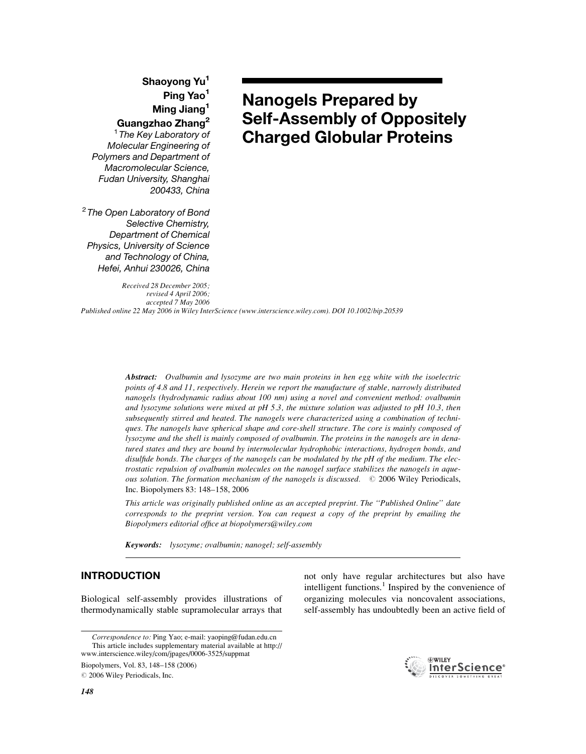# Nanogels Prepared by Self-Assembly of Oppositely Charged Globular Proteins

**Shaoyong Yu[1]**
**Ping Yao[1]**
**Ming Jiang[1]**
**Guangzhao Zhang[2]**

[1] *The Key Laboratory of Molecular Engineering of Polymers and Department of Macromolecular Science, Fudan University, Shanghai 200433, China*

[2] *The Open Laboratory of Bond Selective Chemistry, Department of Chemical Physics, University of Science and Technology of China, Hefei, Anhui 230026, China*

*Received 28 December 2005; revised 4 April 2006; accepted 7 May 2006*

*Published online 22 May 2006 in Wiley InterScience (www.interscience.wiley.com). DOI 10.1002/bip.20539*

***Abstract:*** *Ovalbumin and lysozyme are two main proteins in hen egg white with the isoelectric points of 4.8 and 11, respectively. Herein we report the manufacture of stable, narrowly distributed nanogels (hydrodynamic radius about 100 nm) using a novel and convenient method: ovalbumin and lysozyme solutions were mixed at pH 5.3, the mixture solution was adjusted to pH 10.3, then subsequently stirred and heated. The nanogels were characterized using a combination of techniques. The nanogels have spherical shape and core-shell structure. The core is mainly composed of lysozyme and the shell is mainly composed of ovalbumin. The proteins in the nanogels are in denatured states and they are bound by intermolecular hydrophobic interactions, hydrogen bonds, and disulfide bonds. The charges of the nanogels can be modulated by the pH of the medium. The electrostatic repulsion of ovalbumin molecules on the nanogel surface stabilizes the nanogels in aqueous solution. The formation mechanism of the nanogels is discussed.* © 2006 Wiley Periodicals, Inc. Biopolymers 83: 148–158, 2006

*This article was originally published online as an accepted preprint. The "Published Online" date corresponds to the preprint version. You can request a copy of the preprint by emailing the Biopolymers editorial office at biopolymers@wiley.com*

***Keywords:*** *lysozyme; ovalbumin; nanogel; self-assembly*

## INTRODUCTION

Biological self-assembly provides illustrations of thermodynamically stable supramolecular arrays that not only have regular architectures but also have intelligent functions.[1] Inspired by the convenience of organizing molecules via noncovalent associations, self-assembly has undoubtedly been an active field of

---

*Correspondence to:* Ping Yao; e-mail: yaoping@fudan.edu.cn

This article includes supplementary material available at http://www.interscience.wiley.com/jpages/0006-3525/suppmat

© 2006 Wiley Periodicals, Inc.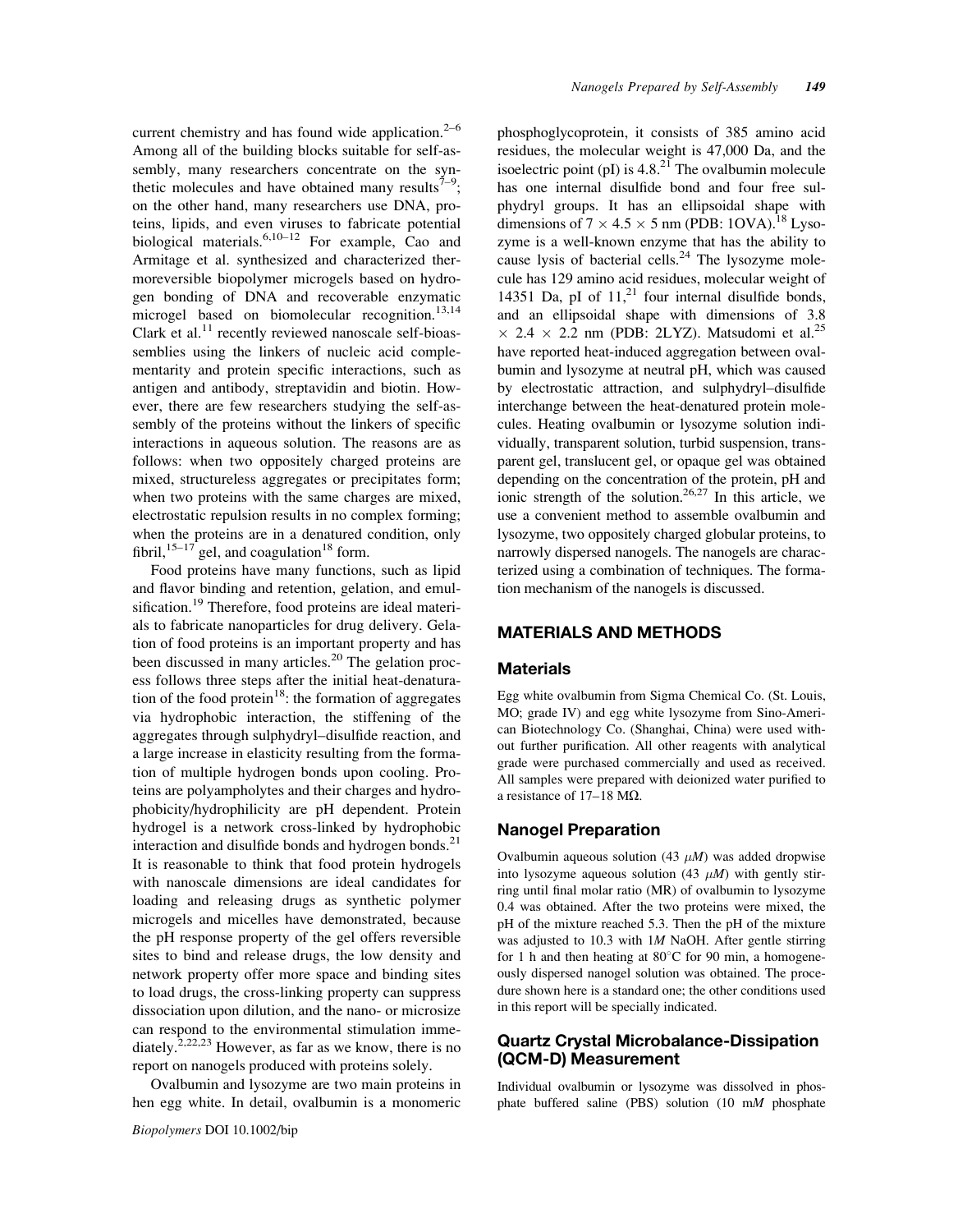current chemistry and has found wide application.[2–6] Among all of the building blocks suitable for self-assembly, many researchers concentrate on the synthetic molecules and have obtained many results[7–9]; on the other hand, many researchers use DNA, proteins, lipids, and even viruses to fabricate potential biological materials.[6,10–12] For example, Cao and Armitage et al. synthesized and characterized thermoreversible biopolymer microgels based on hydrogen bonding of DNA and recoverable enzymatic microgel based on biomolecular recognition.[13,14] Clark et al.[11] recently reviewed nanoscale self-bioassemblies using the linkers of nucleic acid complementarity and protein specific interactions, such as antigen and antibody, streptavidin and biotin. However, there are few researchers studying the self-assembly of the proteins without the linkers of specific interactions in aqueous solution. The reasons are as follows: when two oppositely charged proteins are mixed, structureless aggregates or precipitates form; when two proteins with the same charges are mixed, electrostatic repulsion results in no complex forming; when the proteins are in a denatured condition, only fibril,[15–17] gel, and coagulation[18] form.

Food proteins have many functions, such as lipid and flavor binding and retention, gelation, and emulsification.[19] Therefore, food proteins are ideal materials to fabricate nanoparticles for drug delivery. Gelation of food proteins is an important property and has been discussed in many articles.[20] The gelation process follows three steps after the initial heat-denaturation of the food protein[18]: the formation of aggregates via hydrophobic interaction, the stiffening of the aggregates through sulphydryl–disulfide reaction, and a large increase in elasticity resulting from the formation of multiple hydrogen bonds upon cooling. Proteins are polyampholytes and their charges and hydrophobicity/hydrophilicity are pH dependent. Protein hydrogel is a network cross-linked by hydrophobic interaction and disulfide bonds and hydrogen bonds.[21] It is reasonable to think that food protein hydrogels with nanoscale dimensions are ideal candidates for loading and releasing drugs as synthetic polymer microgels and micelles have demonstrated, because the pH response property of the gel offers reversible sites to bind and release drugs, the low density and network property offer more space and binding sites to load drugs, the cross-linking property can suppress dissociation upon dilution, and the nano- or microsize can respond to the environmental stimulation immediately.[2,22,23] However, as far as we know, there is no report on nanogels produced with proteins solely.

Ovalbumin and lysozyme are two main proteins in hen egg white. In detail, ovalbumin is a monomeric phosphoglycoprotein, it consists of 385 amino acid residues, the molecular weight is 47,000 Da, and the isoelectric point (pI) is 4.8.[21] The ovalbumin molecule has one internal disulfide bond and four free sulphydryl groups. It has an ellipsoidal shape with dimensions of $7 \times 4.5 \times 5$ nm (PDB: 1OVA).[18] Lysozyme is a well-known enzyme that has the ability to cause lysis of bacterial cells.[24] The lysozyme molecule has 129 amino acid residues, molecular weight of 14351 Da, pI of 11,[21] four internal disulfide bonds, and an ellipsoidal shape with dimensions of $3.8 \times 2.4 \times 2.2$ nm (PDB: 2LYZ). Matsudomi et al.[25] have reported heat-induced aggregation between ovalbumin and lysozyme at neutral pH, which was caused by electrostatic attraction, and sulphydryl–disulfide interchange between the heat-denatured protein molecules. Heating ovalbumin or lysozyme solution individually, transparent solution, turbid suspension, transparent gel, translucent gel, or opaque gel was obtained depending on the concentration of the protein, pH and ionic strength of the solution.[26,27] In this article, we use a convenient method to assemble ovalbumin and lysozyme, two oppositely charged globular proteins, to narrowly dispersed nanogels. The nanogels are characterized using a combination of techniques. The formation mechanism of the nanogels is discussed.

## MATERIALS AND METHODS

### Materials

Egg white ovalbumin from Sigma Chemical Co. (St. Louis, MO; grade IV) and egg white lysozyme from Sino-American Biotechnology Co. (Shanghai, China) were used without further purification. All other reagents with analytical grade were purchased commercially and used as received. All samples were prepared with deionized water purified to a resistance of 17–18 MΩ.

### Nanogel Preparation

Ovalbumin aqueous solution (43 $\mu M$) was added dropwise into lysozyme aqueous solution (43 $\mu M$) with gently stirring until final molar ratio (MR) of ovalbumin to lysozyme 0.4 was obtained. After the two proteins were mixed, the pH of the mixture reached 5.3. Then the pH of the mixture was adjusted to 10.3 with 1*M* NaOH. After gentle stirring for 1 h and then heating at 80°C for 90 min, a homogeneously dispersed nanogel solution was obtained. The procedure shown here is a standard one; the other conditions used in this report will be specially indicated.

### Quartz Crystal Microbalance-Dissipation (QCM-D) Measurement

Individual ovalbumin or lysozyme was dissolved in phosphate buffered saline (PBS) solution (10 m*M* phosphate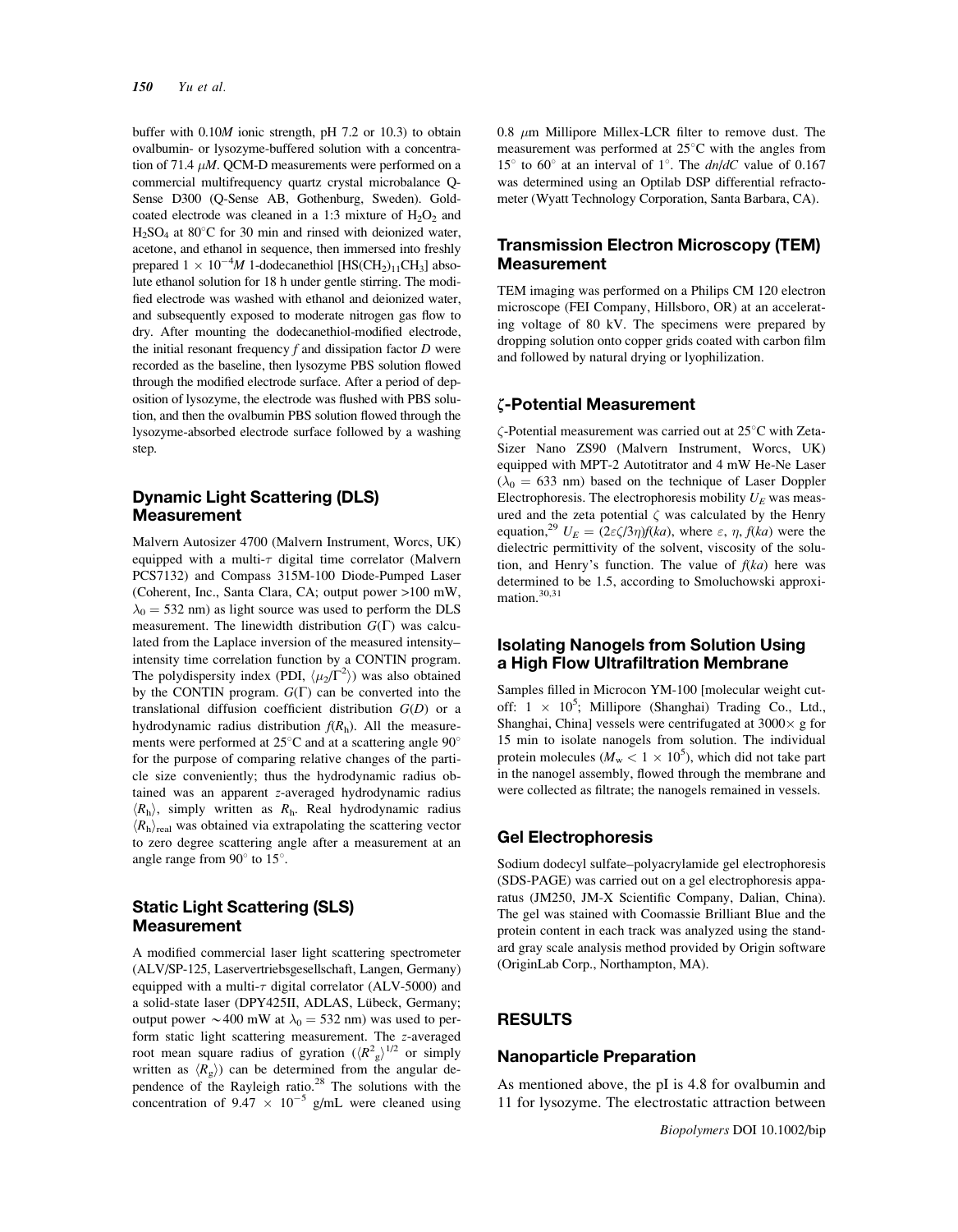buffer with 0.10*M* ionic strength, pH 7.2 or 10.3) to obtain ovalbumin- or lysozyme-buffered solution with a concentration of 71.4 $\mu M$. QCM-D measurements were performed on a commercial multifrequency quartz crystal microbalance Q-Sense D300 (Q-Sense AB, Gothenburg, Sweden). Gold-coated electrode was cleaned in a 1:3 mixture of $H_2O_2$ and $H_2SO_4$ at 80°C for 30 min and rinsed with deionized water, acetone, and ethanol in sequence, then immersed into freshly prepared $1 \times 10^{-4} M$ 1-dodecanethiol [$HS(CH_2)_{11}CH_3$] absolute ethanol solution for 18 h under gentle stirring. The modified electrode was washed with ethanol and deionized water, and subsequently exposed to moderate nitrogen gas flow to dry. After mounting the dodecanethiol-modified electrode, the initial resonant frequency $f$ and dissipation factor $D$ were recorded as the baseline, then lysozyme PBS solution flowed through the modified electrode surface. After a period of deposition of lysozyme, the electrode was flushed with PBS solution, and then the ovalbumin PBS solution flowed through the lysozyme-absorbed electrode surface followed by a washing step.

## Dynamic Light Scattering (DLS) Measurement

Malvern Autosizer 4700 (Malvern Instrument, Worcs, UK) equipped with a multi-$\tau$ digital time correlator (Malvern PCS7132) and Compass 315M-100 Diode-Pumped Laser (Coherent, Inc., Santa Clara, CA; output power >100 mW, $\lambda_0 = 532$ nm) as light source was used to perform the DLS measurement. The linewidth distribution $G(\Gamma)$ was calculated from the Laplace inversion of the measured intensity–intensity time correlation function by a CONTIN program. The polydispersity index (PDI, $\langle \mu_2/\Gamma^2 \rangle$) was also obtained by the CONTIN program. $G(\Gamma)$ can be converted into the translational diffusion coefficient distribution $G(D)$ or a hydrodynamic radius distribution $f(R_h)$. All the measurements were performed at 25°C and at a scattering angle 90° for the purpose of comparing relative changes of the particle size conveniently; thus the hydrodynamic radius obtained was an apparent *z*-averaged hydrodynamic radius $\langle R_h \rangle$, simply written as $R_h$. Real hydrodynamic radius $\langle R_h \rangle_{real}$ was obtained via extrapolating the scattering vector to zero degree scattering angle after a measurement at an angle range from 90° to 15°.

## Static Light Scattering (SLS) Measurement

A modified commercial laser light scattering spectrometer (ALV/SP-125, Laservertriebsgesellschaft, Langen, Germany) equipped with a multi-$\tau$ digital correlator (ALV-5000) and a solid-state laser (DPY425II, ADLAS, Lübeck, Germany; output power $\sim$400 mW at $\lambda_0 = 532$ nm) was used to perform static light scattering measurement. The *z*-averaged root mean square radius of gyration ($\langle R_g^2 \rangle^{1/2}$ or simply written as $\langle R_g \rangle$) can be determined from the angular dependence of the Rayleigh ratio.[28] The solutions with the concentration of $9.47 \times 10^{-5}$ g/mL were cleaned using 0.8 $\mu$m Millipore Millex-LCR filter to remove dust. The measurement was performed at 25°C with the angles from 15° to 60° at an interval of 1°. The $dn/dC$ value of 0.167 was determined using an Optilab DSP differential refractometer (Wyatt Technology Corporation, Santa Barbara, CA).

## Transmission Electron Microscopy (TEM) Measurement

TEM imaging was performed on a Philips CM 120 electron microscope (FEI Company, Hillsboro, OR) at an accelerating voltage of 80 kV. The specimens were prepared by dropping solution onto copper grids coated with carbon film and followed by natural drying or lyophilization.

## $\zeta$-Potential Measurement

$\zeta$-Potential measurement was carried out at 25°C with Zeta-Sizer Nano ZS90 (Malvern Instrument, Worcs, UK) equipped with MPT-2 Autotitrator and 4 mW He-Ne Laser ($\lambda_0 = 633$ nm) based on the technique of Laser Doppler Electrophoresis. The electrophoresis mobility $U_E$ was measured and the zeta potential $\zeta$ was calculated by the Henry equation,[29] $U_E = (2\varepsilon\zeta/3\eta)f(ka)$, where $\varepsilon$, $\eta$, $f(ka)$ were the dielectric permittivity of the solvent, viscosity of the solution, and Henry's function. The value of $f(ka)$ here was determined to be 1.5, according to Smoluchowski approximation.[30,31]

## Isolating Nanogels from Solution Using a High Flow Ultrafiltration Membrane

Samples filled in Microcon YM-100 [molecular weight cutoff: $1 \times 10^5$; Millipore (Shanghai) Trading Co., Ltd., Shanghai, China] vessels were centrifugated at 3000× g for 15 min to isolate nanogels from solution. The individual protein molecules ($M_w < 1 \times 10^5$), which did not take part in the nanogel assembly, flowed through the membrane and were collected as filtrate; the nanogels remained in vessels.

## Gel Electrophoresis

Sodium dodecyl sulfate–polyacrylamide gel electrophoresis (SDS-PAGE) was carried out on a gel electrophoresis apparatus (JM250, JM-X Scientific Company, Dalian, China). The gel was stained with Coomassie Brilliant Blue and the protein content in each track was analyzed using the standard gray scale analysis method provided by Origin software (OriginLab Corp., Northampton, MA).

# RESULTS

## Nanoparticle Preparation

As mentioned above, the pI is 4.8 for ovalbumin and 11 for lysozyme. The electrostatic attraction between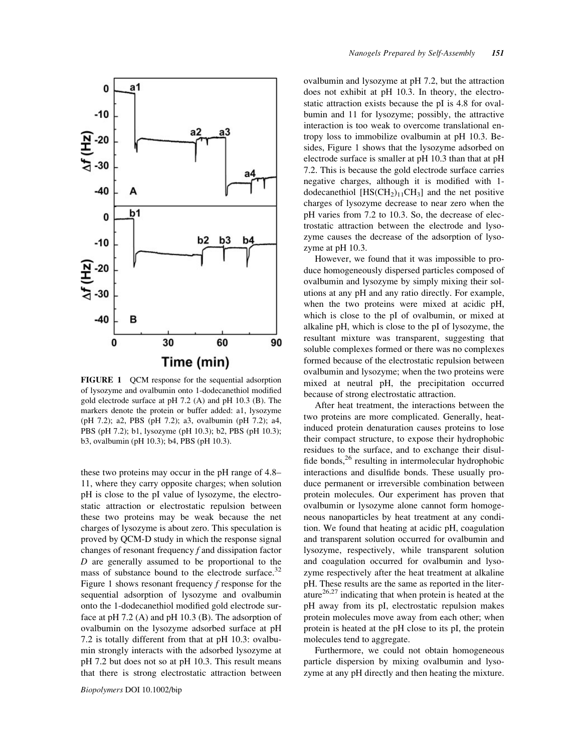FIGURE 1 QCM response for the sequential adsorption of lysozyme and ovalbumin onto 1-dodecanethiol modified gold electrode surface at pH 7.2 (A) and pH 10.3 (B). The markers denote the protein or buffer added: a1, lysozyme (pH 7.2); a2, PBS (pH 7.2); a3, ovalbumin (pH 7.2); a4, PBS (pH 7.2); b1, lysozyme (pH 10.3); b2, PBS (pH 10.3); b3, ovalbumin (pH 10.3); b4, PBS (pH 10.3).

these two proteins may occur in the pH range of 4.8–11, where they carry opposite charges; when solution pH is close to the pI value of lysozyme, the electrostatic attraction or electrostatic repulsion between these two proteins may be weak because the net charges of lysozyme is about zero. This speculation is proved by QCM-D study in which the response signal changes of resonant frequency $f$ and dissipation factor $D$ are generally assumed to be proportional to the mass of substance bound to the electrode surface.[32] Figure 1 shows resonant frequency $f$ response for the sequential adsorption of lysozyme and ovalbumin onto the 1-dodecanethiol modified gold electrode surface at pH 7.2 (A) and pH 10.3 (B). The adsorption of ovalbumin on the lysozyme adsorbed surface at pH 7.2 is totally different from that at pH 10.3: ovalbumin strongly interacts with the adsorbed lysozyme at pH 7.2 but does not so at pH 10.3. This result means that there is strong electrostatic attraction between ovalbumin and lysozyme at pH 7.2, but the attraction does not exhibit at pH 10.3. In theory, the electrostatic attraction exists because the pI is 4.8 for ovalbumin and 11 for lysozyme; possibly, the attractive interaction is too weak to overcome translational entropy loss to immobilize ovalbumin at pH 10.3. Besides, Figure 1 shows that the lysozyme adsorbed on electrode surface is smaller at pH 10.3 than that at pH 7.2. This is because the gold electrode surface carries negative charges, although it is modified with 1-dodecanethiol [$HS(CH_2)_{11}CH_3$] and the net positive charges of lysozyme decrease to near zero when the pH varies from 7.2 to 10.3. So, the decrease of electrostatic attraction between the electrode and lysozyme causes the decrease of the adsorption of lysozyme at pH 10.3.

However, we found that it was impossible to produce homogeneously dispersed particles composed of ovalbumin and lysozyme by simply mixing their solutions at any pH and any ratio directly. For example, when the two proteins were mixed at acidic pH, which is close to the pI of ovalbumin, or mixed at alkaline pH, which is close to the pI of lysozyme, the resultant mixture was transparent, suggesting that soluble complexes formed or there was no complexes formed because of the electrostatic repulsion between ovalbumin and lysozyme; when the two proteins were mixed at neutral pH, the precipitation occurred because of strong electrostatic attraction.

After heat treatment, the interactions between the two proteins are more complicated. Generally, heat-induced protein denaturation causes proteins to lose their compact structure, to expose their hydrophobic residues to the surface, and to exchange their disulfide bonds,[26] resulting in intermolecular hydrophobic interactions and disulfide bonds. These usually produce permanent or irreversible combination between protein molecules. Our experiment has proven that ovalbumin or lysozyme alone cannot form homogeneous nanoparticles by heat treatment at any condition. We found that heating at acidic pH, coagulation and transparent solution occurred for ovalbumin and lysozyme, respectively, while transparent solution and coagulation occurred for ovalbumin and lysozyme respectively after the heat treatment at alkaline pH. These results are the same as reported in the literature[26,27] indicating that when protein is heated at the pH away from its pI, electrostatic repulsion makes protein molecules move away from each other; when protein is heated at the pH close to its pI, the protein molecules tend to aggregate.

Furthermore, we could not obtain homogeneous particle dispersion by mixing ovalbumin and lysozyme at any pH directly and then heating the mixture.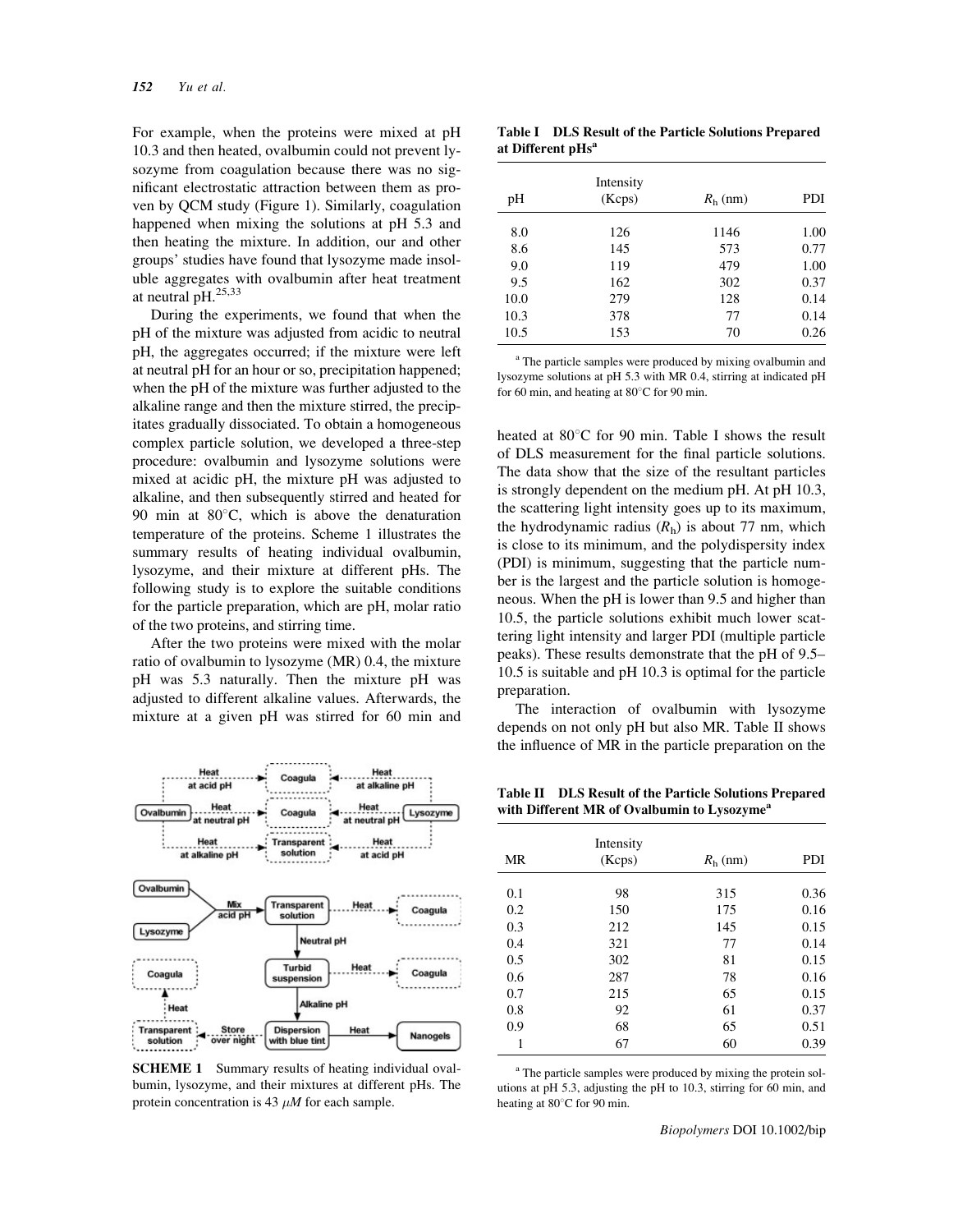For example, when the proteins were mixed at pH 10.3 and then heated, ovalbumin could not prevent lysozyme from coagulation because there was no significant electrostatic attraction between them as proven by QCM study (Figure 1). Similarly, coagulation happened when mixing the solutions at pH 5.3 and then heating the mixture. In addition, our and other groups' studies have found that lysozyme made insoluble aggregates with ovalbumin after heat treatment at neutral pH.[25,33]

During the experiments, we found that when the pH of the mixture was adjusted from acidic to neutral pH, the aggregates occurred; if the mixture were left at neutral pH for an hour or so, precipitation happened; when the pH of the mixture was further adjusted to the alkaline range and then the mixture stirred, the precipitates gradually dissociated. To obtain a homogeneous complex particle solution, we developed a three-step procedure: ovalbumin and lysozyme solutions were mixed at acidic pH, the mixture pH was adjusted to alkaline, and then subsequently stirred and heated for 90 min at 80°C, which is above the denaturation temperature of the proteins. Scheme 1 illustrates the summary results of heating individual ovalbumin, lysozyme, and their mixture at different pHs. The following study is to explore the suitable conditions for the particle preparation, which are pH, molar ratio of the two proteins, and stirring time.

After the two proteins were mixed with the molar ratio of ovalbumin to lysozyme (MR) 0.4, the mixture pH was 5.3 naturally. Then the mixture pH was adjusted to different alkaline values. Afterwards, the mixture at a given pH was stirred for 60 min and heated at 80°C for 90 min. Table I shows the result of DLS measurement for the final particle solutions. The data show that the size of the resultant particles is strongly dependent on the medium pH. At pH 10.3, the scattering light intensity goes up to its maximum, the hydrodynamic radius ($R_h$) is about 77 nm, which is close to its minimum, and the polydispersity index (PDI) is minimum, suggesting that the particle number is the largest and the particle solution is homogeneous. When the pH is lower than 9.5 and higher than 10.5, the particle solutions exhibit much lower scattering light intensity and larger PDI (multiple particle peaks). These results demonstrate that the pH of 9.5–10.5 is suitable and pH 10.3 is optimal for the particle preparation.

The interaction of ovalbumin with lysozyme depends on not only pH but also MR. Table II shows the influence of MR in the particle preparation on the

**Table I DLS Result of the Particle Solutions Prepared at Different pHs[a]**

| pH | Intensity (Kcps) | $R_h$ (nm) | PDI |
|---|---|---|---|
| 8.0 | 126 | 1146 | 1.00 |
| 8.6 | 145 | 573 | 0.77 |
| 9.0 | 119 | 479 | 1.00 |
| 9.5 | 162 | 302 | 0.37 |
| 10.0 | 279 | 128 | 0.14 |
| 10.3 | 378 | 77 | 0.14 |
| 10.5 | 153 | 70 | 0.26 |

[a] The particle samples were produced by mixing ovalbumin and lysozyme solutions at pH 5.3 with MR 0.4, stirring at indicated pH for 60 min, and heating at 80°C for 90 min.

**Table II DLS Result of the Particle Solutions Prepared with Different MR of Ovalbumin to Lysozyme[a]**

| MR | Intensity (Kcps) | $R_h$ (nm) | PDI |
|---|---|---|---|
| 0.1 | 98 | 315 | 0.36 |
| 0.2 | 150 | 175 | 0.16 |
| 0.3 | 212 | 145 | 0.15 |
| 0.4 | 321 | 77 | 0.14 |
| 0.5 | 302 | 81 | 0.15 |
| 0.6 | 287 | 78 | 0.16 |
| 0.7 | 215 | 65 | 0.15 |
| 0.8 | 92 | 61 | 0.37 |
| 0.9 | 68 | 65 | 0.51 |
| 1 | 67 | 60 | 0.39 |

[a] The particle samples were produced by mixing the protein solutions at pH 5.3, adjusting the pH to 10.3, stirring for 60 min, and heating at 80°C for 90 min.

**SCHEME 1** Summary results of heating individual ovalbumin, lysozyme, and their mixtures at different pHs. The protein concentration is 43 $\mu M$ for each sample.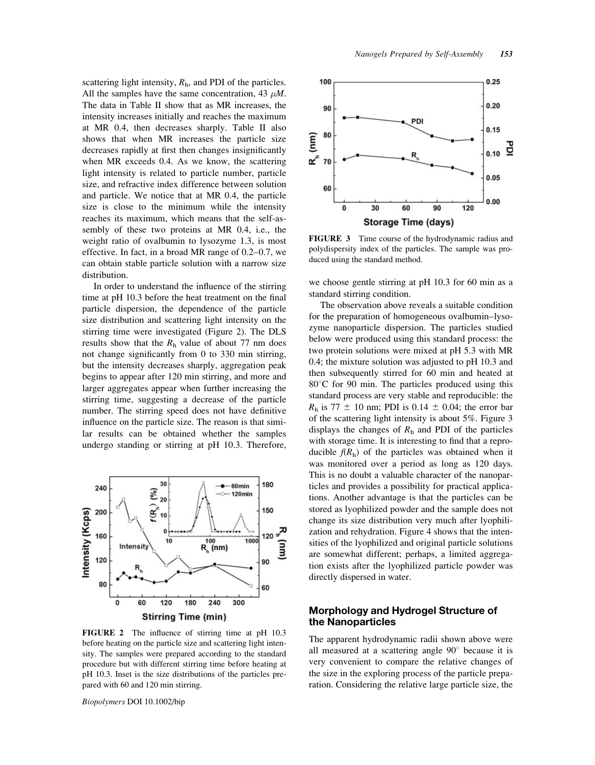scattering light intensity, $R_h$, and PDI of the particles. All the samples have the same concentration, 43 $\mu M$. The data in Table II show that as MR increases, the intensity increases initially and reaches the maximum at MR 0.4, then decreases sharply. Table II also shows that when MR increases the particle size decreases rapidly at first then changes insignificantly when MR exceeds 0.4. As we know, the scattering light intensity is related to particle number, particle size, and refractive index difference between solution and particle. We notice that at MR 0.4, the particle size is close to the minimum while the intensity reaches its maximum, which means that the self-assembly of these two proteins at MR 0.4, i.e., the weight ratio of ovalbumin to lysozyme 1.3, is most effective. In fact, in a broad MR range of 0.2–0.7, we can obtain stable particle solution with a narrow size distribution.

In order to understand the influence of the stirring time at pH 10.3 before the heat treatment on the final particle dispersion, the dependence of the particle size distribution and scattering light intensity on the stirring time were investigated (Figure 2). The DLS results show that the $R_h$ value of about 77 nm does not change significantly from 0 to 330 min stirring, but the intensity decreases sharply, aggregation peak begins to appear after 120 min stirring, and more and larger aggregates appear when further increasing the stirring time, suggesting a decrease of the particle number. The stirring speed does not have definitive influence on the particle size. The reason is that similar results can be obtained whether the samples undergo standing or stirring at pH 10.3. Therefore, we choose gentle stirring at pH 10.3 for 60 min as a standard stirring condition.

**FIGURE 2** The influence of stirring time at pH 10.3 before heating on the particle size and scattering light intensity. The samples were prepared according to the standard procedure but with different stirring time before heating at pH 10.3. Inset is the size distributions of the particles prepared with 60 and 120 min stirring.

**FIGURE 3** Time course of the hydrodynamic radius and polydispersity index of the particles. The sample was produced using the standard method.

The observation above reveals a suitable condition for the preparation of homogeneous ovalbumin–lysozyme nanoparticle dispersion. The particles studied below were produced using this standard process: the two protein solutions were mixed at pH 5.3 with MR 0.4; the mixture solution was adjusted to pH 10.3 and then subsequently stirred for 60 min and heated at 80°C for 90 min. The particles produced using this standard process are very stable and reproducible: the $R_h$ is 77 ± 10 nm; PDI is 0.14 ± 0.04; the error bar of the scattering light intensity is about 5%. Figure 3 displays the changes of $R_h$ and PDI of the particles with storage time. It is interesting to find that a reproducible $f(R_h)$ of the particles was obtained when it was monitored over a period as long as 120 days. This is no doubt a valuable character of the nanoparticles and provides a possibility for practical applications. Another advantage is that the particles can be stored as lyophilized powder and the sample does not change its size distribution very much after lyophilization and rehydration. Figure 4 shows that the intensities of the lyophilized and original particle solutions are somewhat different; perhaps, a limited aggregation exists after the lyophilized particle powder was directly dispersed in water.

## Morphology and Hydrogel Structure of the Nanoparticles

The apparent hydrodynamic radii shown above were all measured at a scattering angle 90° because it is very convenient to compare the relative changes of the size in the exploring process of the particle preparation. Considering the relative large particle size, the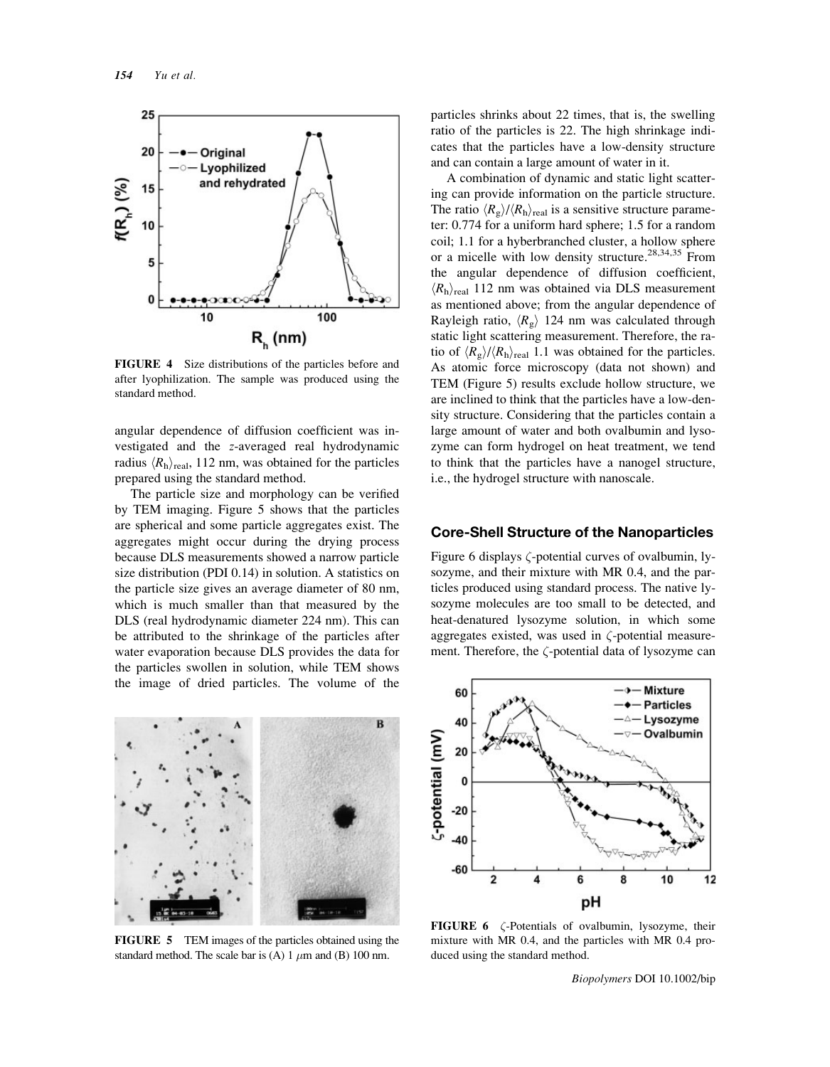FIGURE 4 Size distributions of the particles before and after lyophilization. The sample was produced using the standard method.

angular dependence of diffusion coefficient was investigated and the $z$-averaged real hydrodynamic radius $\langle R_h \rangle_{real}$, 112 nm, was obtained for the particles prepared using the standard method.

The particle size and morphology can be verified by TEM imaging. Figure 5 shows that the particles are spherical and some particle aggregates exist. The aggregates might occur during the drying process because DLS measurements showed a narrow particle size distribution (PDI 0.14) in solution. A statistics on the particle size gives an average diameter of 80 nm, which is much smaller than that measured by the DLS (real hydrodynamic diameter 224 nm). This can be attributed to the shrinkage of the particles after water evaporation because DLS provides the data for the particles swollen in solution, while TEM shows the image of dried particles. The volume of the particles shrinks about 22 times, that is, the swelling ratio of the particles is 22. The high shrinkage indicates that the particles have a low-density structure and can contain a large amount of water in it.

FIGURE 5 TEM images of the particles obtained using the standard method. The scale bar is (A) 1 $\mu$m and (B) 100 nm.

A combination of dynamic and static light scattering can provide information on the particle structure. The ratio $\langle R_g \rangle / \langle R_h \rangle_{real}$ is a sensitive structure parameter: 0.774 for a uniform hard sphere; 1.5 for a random coil; 1.1 for a hyberbranched cluster, a hollow sphere or a micelle with low density structure.[28,34,35] From the angular dependence of diffusion coefficient, $\langle R_h \rangle_{real}$ 112 nm was obtained via DLS measurement as mentioned above; from the angular dependence of Rayleigh ratio, $\langle R_g \rangle$ 124 nm was calculated through static light scattering measurement. Therefore, the ratio of $\langle R_g \rangle / \langle R_h \rangle_{real}$ 1.1 was obtained for the particles. As atomic force microscopy (data not shown) and TEM (Figure 5) results exclude hollow structure, we are inclined to think that the particles have a low-density structure. Considering that the particles contain a large amount of water and both ovalbumin and lysozyme can form hydrogel on heat treatment, we tend to think that the particles have a nanogel structure, i.e., the hydrogel structure with nanoscale.

## Core-Shell Structure of the Nanoparticles

Figure 6 displays $\zeta$-potential curves of ovalbumin, lysozyme, and their mixture with MR 0.4, and the particles produced using standard process. The native lysozyme molecules are too small to be detected, and heat-denatured lysozyme solution, in which some aggregates existed, was used in $\zeta$-potential measurement. Therefore, the $\zeta$-potential data of lysozyme can

FIGURE 6 $\zeta$-Potentials of ovalbumin, lysozyme, their mixture with MR 0.4, and the particles with MR 0.4 produced using the standard method.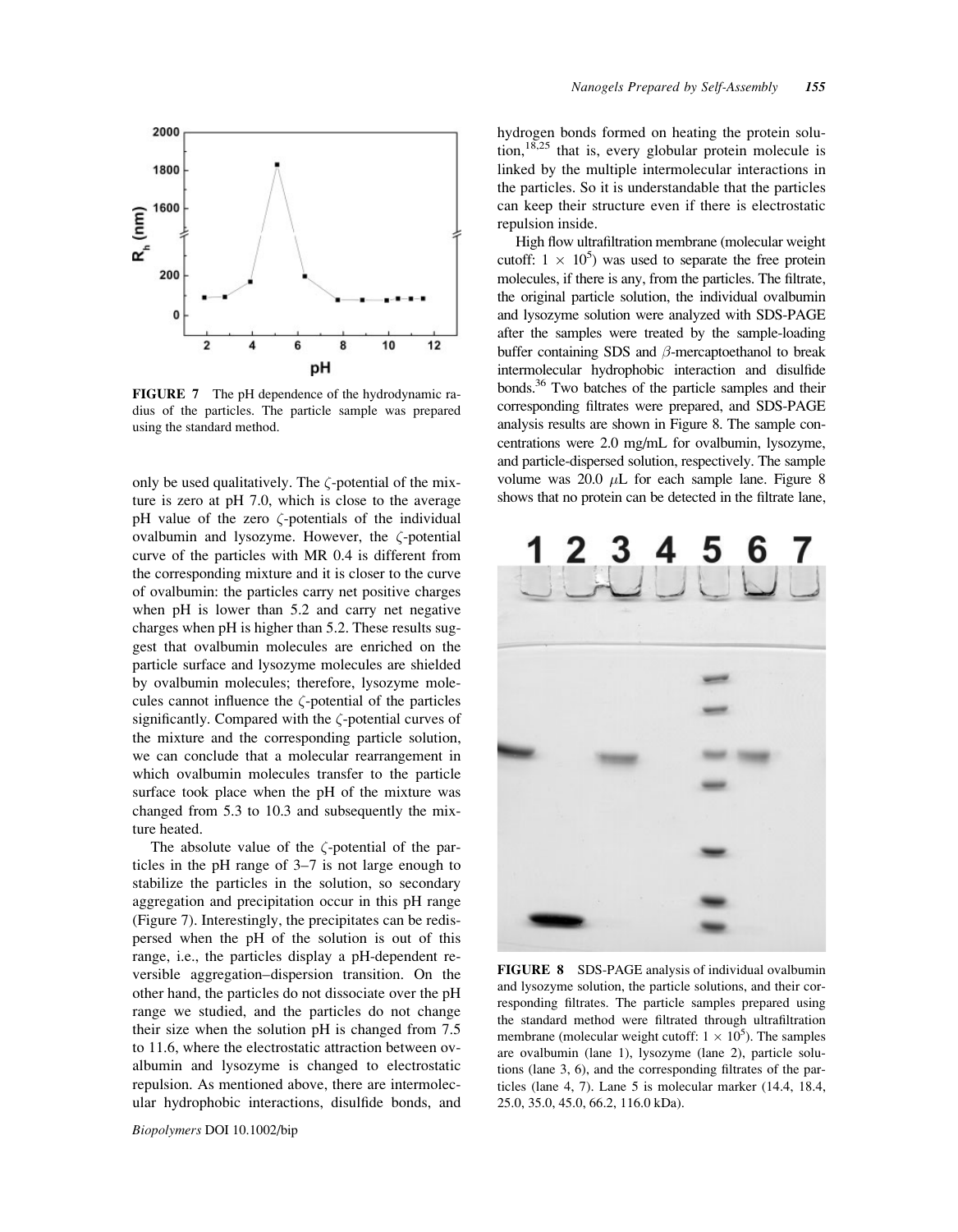FIGURE 7 The pH dependence of the hydrodynamic radius of the particles. The particle sample was prepared using the standard method.

only be used qualitatively. The ζ-potential of the mixture is zero at pH 7.0, which is close to the average pH value of the zero ζ-potentials of the individual ovalbumin and lysozyme. However, the ζ-potential curve of the particles with MR 0.4 is different from the corresponding mixture and it is closer to the curve of ovalbumin: the particles carry net positive charges when pH is lower than 5.2 and carry net negative charges when pH is higher than 5.2. These results suggest that ovalbumin molecules are enriched on the particle surface and lysozyme molecules are shielded by ovalbumin molecules; therefore, lysozyme molecules cannot influence the ζ-potential of the particles significantly. Compared with the ζ-potential curves of the mixture and the corresponding particle solution, we can conclude that a molecular rearrangement in which ovalbumin molecules transfer to the particle surface took place when the pH of the mixture was changed from 5.3 to 10.3 and subsequently the mixture heated.

The absolute value of the ζ-potential of the particles in the pH range of 3–7 is not large enough to stabilize the particles in the solution, so secondary aggregation and precipitation occur in this pH range (Figure 7). Interestingly, the precipitates can be redispersed when the pH of the solution is out of this range, i.e., the particles display a pH-dependent reversible aggregation–dispersion transition. On the other hand, the particles do not dissociate over the pH range we studied, and the particles do not change their size when the solution pH is changed from 7.5 to 11.6, where the electrostatic attraction between ovalbumin and lysozyme is changed to electrostatic repulsion. As mentioned above, there are intermolecular hydrophobic interactions, disulfide bonds, and hydrogen bonds formed on heating the protein solution,[18,25] that is, every globular protein molecule is linked by the multiple intermolecular interactions in the particles. So it is understandable that the particles can keep their structure even if there is electrostatic repulsion inside.

High flow ultrafiltration membrane (molecular weight cutoff: $1 \times 10^5$) was used to separate the free protein molecules, if there is any, from the particles. The filtrate, the original particle solution, the individual ovalbumin and lysozyme solution were analyzed with SDS-PAGE after the samples were treated by the sample-loading buffer containing SDS and β-mercaptoethanol to break intermolecular hydrophobic interaction and disulfide bonds.[36] Two batches of the particle samples and their corresponding filtrates were prepared, and SDS-PAGE analysis results are shown in Figure 8. The sample concentrations were 2.0 mg/mL for ovalbumin, lysozyme, and particle-dispersed solution, respectively. The sample volume was 20.0 μL for each sample lane. Figure 8 shows that no protein can be detected in the filtrate lane,

FIGURE 8 SDS-PAGE analysis of individual ovalbumin and lysozyme solution, the particle solutions, and their corresponding filtrates. The particle samples prepared using the standard method were filtrated through ultrafiltration membrane (molecular weight cutoff: $1 \times 10^5$). The samples are ovalbumin (lane 1), lysozyme (lane 2), particle solutions (lane 3, 6), and the corresponding filtrates of the particles (lane 4, 7). Lane 5 is molecular marker (14.4, 18.4, 25.0, 35.0, 45.0, 66.2, 116.0 kDa).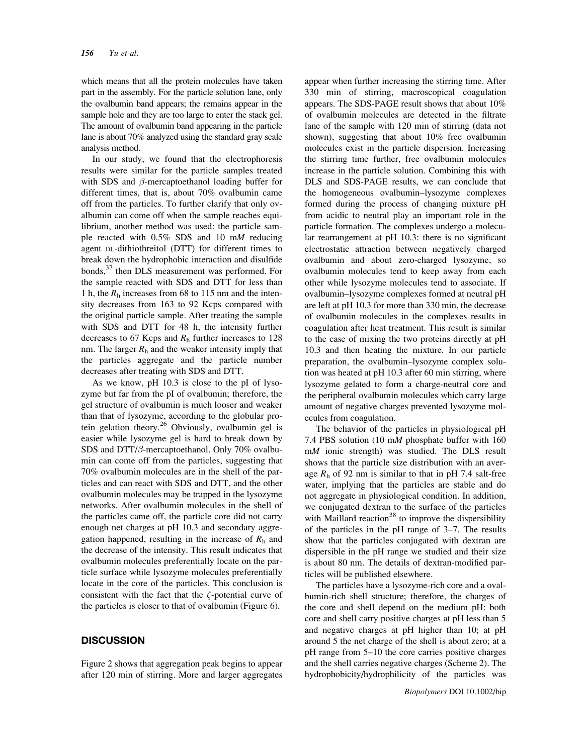which means that all the protein molecules have taken part in the assembly. For the particle solution lane, only the ovalbumin band appears; the remains appear in the sample hole and they are too large to enter the stack gel. The amount of ovalbumin band appearing in the particle lane is about 70% analyzed using the standard gray scale analysis method.

In our study, we found that the electrophoresis results were similar for the particle samples treated with SDS and $\beta$-mercaptoethanol loading buffer for different times, that is, about 70% ovalbumin came off from the particles. To further clarify that only ovalbumin can come off when the sample reaches equilibrium, another method was used: the particle sample reacted with 0.5% SDS and 10 m*M* reducing agent DL-dithiothreitol (DTT) for different times to break down the hydrophobic interaction and disulfide bonds,[37] then DLS measurement was performed. For the sample reacted with SDS and DTT for less than 1 h, the $R_h$ increases from 68 to 115 nm and the intensity decreases from 163 to 92 Kcps compared with the original particle sample. After treating the sample with SDS and DTT for 48 h, the intensity further decreases to 67 Kcps and $R_h$ further increases to 128 nm. The larger $R_h$ and the weaker intensity imply that the particles aggregate and the particle number decreases after treating with SDS and DTT.

As we know, pH 10.3 is close to the pI of lysozyme but far from the pI of ovalbumin; therefore, the gel structure of ovalbumin is much looser and weaker than that of lysozyme, according to the globular protein gelation theory.[26] Obviously, ovalbumin gel is easier while lysozyme gel is hard to break down by SDS and DTT/$\beta$-mercaptoethanol. Only 70% ovalbumin can come off from the particles, suggesting that 70% ovalbumin molecules are in the shell of the particles and can react with SDS and DTT, and the other ovalbumin molecules may be trapped in the lysozyme networks. After ovalbumin molecules in the shell of the particles came off, the particle core did not carry enough net charges at pH 10.3 and secondary aggregation happened, resulting in the increase of $R_h$ and the decrease of the intensity. This result indicates that ovalbumin molecules preferentially locate on the particle surface while lysozyme molecules preferentially locate in the core of the particles. This conclusion is consistent with the fact that the $\zeta$-potential curve of the particles is closer to that of ovalbumin (Figure 6).

## DISCUSSION

Figure 2 shows that aggregation peak begins to appear after 120 min of stirring. More and larger aggregates appear when further increasing the stirring time. After 330 min of stirring, macroscopical coagulation appears. The SDS-PAGE result shows that about 10% of ovalbumin molecules are detected in the filtrate lane of the sample with 120 min of stirring (data not shown), suggesting that about 10% free ovalbumin molecules exist in the particle dispersion. Increasing the stirring time further, free ovalbumin molecules increase in the particle solution. Combining this with DLS and SDS-PAGE results, we can conclude that the homogeneous ovalbumin–lysozyme complexes formed during the process of changing mixture pH from acidic to neutral play an important role in the particle formation. The complexes undergo a molecular rearrangement at pH 10.3: there is no significant electrostatic attraction between negatively charged ovalbumin and about zero-charged lysozyme, so ovalbumin molecules tend to keep away from each other while lysozyme molecules tend to associate. If ovalbumin–lysozyme complexes formed at neutral pH are left at pH 10.3 for more than 330 min, the decrease of ovalbumin molecules in the complexes results in coagulation after heat treatment. This result is similar to the case of mixing the two proteins directly at pH 10.3 and then heating the mixture. In our particle preparation, the ovalbumin–lysozyme complex solution was heated at pH 10.3 after 60 min stirring, where lysozyme gelated to form a charge-neutral core and the peripheral ovalbumin molecules which carry large amount of negative charges prevented lysozyme molecules from coagulation.

The behavior of the particles in physiological pH 7.4 PBS solution (10 m*M* phosphate buffer with 160 m*M* ionic strength) was studied. The DLS result shows that the particle size distribution with an average $R_h$ of 92 nm is similar to that in pH 7.4 salt-free water, implying that the particles are stable and do not aggregate in physiological condition. In addition, we conjugated dextran to the surface of the particles with Maillard reaction[38] to improve the dispersibility of the particles in the pH range of 3–7. The results show that the particles conjugated with dextran are dispersible in the pH range we studied and their size is about 80 nm. The details of dextran-modified particles will be published elsewhere.

The particles have a lysozyme-rich core and a ovalbumin-rich shell structure; therefore, the charges of the core and shell depend on the medium pH: both core and shell carry positive charges at pH less than 5 and negative charges at pH higher than 10; at pH around 5 the net charge of the shell is about zero; at a pH range from 5–10 the core carries positive charges and the shell carries negative charges (Scheme 2). The hydrophobicity/hydrophilicity of the particles was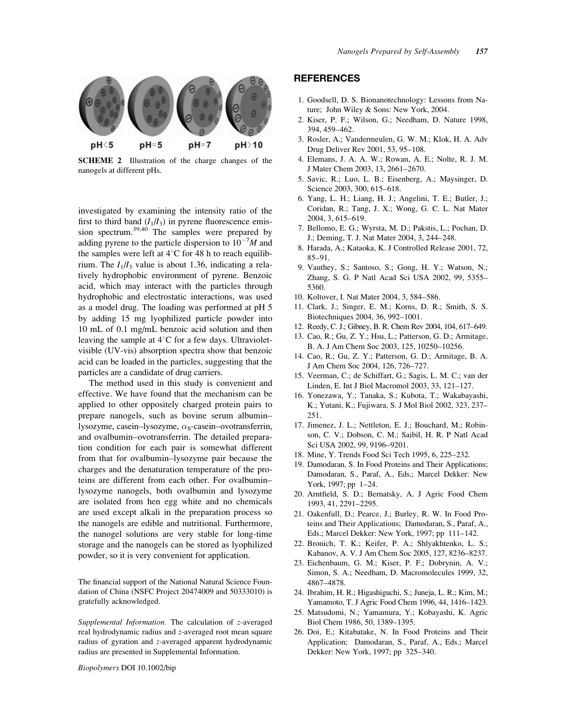pH<5 pH=5 pH=7 pH>10

**SCHEME 2** Illustration of the charge changes of the nanogels at different pHs.

investigated by examining the intensity ratio of the first to third band ($I_1/I_3$) in pyrene fluorescence emission spectrum.[39,40] The samples were prepared by adding pyrene to the particle dispersion to $10^{-7}M$ and the samples were left at 4°C for 48 h to reach equilibrium. The $I_1/I_3$ value is about 1.36, indicating a relatively hydrophobic environment of pyrene. Benzoic acid, which may interact with the particles through hydrophobic and electrostatic interactions, was used as a model drug. The loading was performed at pH 5 by adding 15 mg lyophilized particle powder into 10 mL of 0.1 mg/mL benzoic acid solution and then leaving the sample at 4°C for a few days. Ultraviolet-visible (UV-vis) absorption spectra show that benzoic acid can be loaded in the particles, suggesting that the particles are a candidate of drug carriers.

The method used in this study is convenient and effective. We have found that the mechanism can be applied to other oppositely charged protein pairs to prepare nanogels, such as bovine serum albumin–lysozyme, casein–lysozyme, $\alpha_S$-casein–ovotransferrin, and ovalbumin–ovotransferrin. The detailed preparation condition for each pair is somewhat different from that for ovalbumin–lysozyme pair because the charges and the denaturation temperature of the proteins are different from each other. For ovalbumin–lysozyme nanogels, both ovalbumin and lysozyme are isolated from hen egg white and no chemicals are used except alkali in the preparation process so the nanogels are edible and nutritional. Furthermore, the nanogel solutions are very stable for long-time storage and the nanogels can be stored as lyophilized powder, so it is very convenient for application.

The financial support of the National Natural Science Foundation of China (NSFC Project 20474009 and 50333010) is gratefully acknowledged.

*Supplemental Information.* The calculation of *z*-averaged real hydrodynamic radius and *z*-averaged root mean square radius of gyration and *z*-averaged apparent hydrodynamic radius are presented in Supplemental Information.

## REFERENCES

1. Goodsell, D. S. Bionanotechnology: Lessons from Nature; John Wiley & Sons: New York, 2004.
2. Kiser, P. F.; Wilson, G.; Needham, D. Nature 1998, 394, 459–462.
3. Rosler, A.; Vandermeulen, G. W. M.; Klok, H. A. Adv Drug Deliver Rev 2001, 53, 95–108.
4. Elemans, J. A. A. W.; Rowan, A. E.; Nolte, R. J. M. J Mater Chem 2003, 13, 2661–2670.
5. Savic, R.; Luo, L. B.; Eisenberg, A.; Maysinger, D. Science 2003, 300, 615–618.
6. Yang, L. H.; Liang, H. J.; Angelini, T. E.; Butler, J.; Coridan, R.; Tang, J. X.; Wong, G. C. L. Nat Mater 2004, 3, 615–619.
7. Bellomo, E. G.; Wyrsta, M. D.; Pakstis, L.; Pochan, D. J.; Deming, T. J. Nat Mater 2004, 3, 244–248.
8. Harada, A.; Kataoka, K. J Controlled Release 2001, 72, 85–91.
9. Vauthey, S.; Santoso, S.; Gong, H. Y.; Watson, N.; Zhang, S. G. P Natl Acad Sci USA 2002, 99, 5355–5360.
10. Koltover, I. Nat Mater 2004, 3, 584–586.
11. Clark, J.; Singer, E. M.; Korns, D. R.; Smith, S. S. Biotechniques 2004, 36, 992–1001.
12. Reedy, C. J.; Gibney, B. R. Chem Rev 2004, 104, 617–649.
13. Cao, R.; Gu, Z. Y.; Hsu, L.; Patterson, G. D.; Armitage, B. A. J Am Chem Soc 2003, 125, 10250–10256.
14. Cao, R.; Gu, Z. Y.; Patterson, G. D.; Armitage, B. A. J Am Chem Soc 2004, 126, 726–727.
15. Veerman, C.; de Schiffart, G.; Sagis, L. M. C.; van der Linden, E. Int J Biol Macromol 2003, 33, 121–127.
16. Yonezawa, Y.; Tanaka, S.; Kubota, T.; Wakabayashi, K.; Yutani, K.; Fujiwara, S. J Mol Biol 2002, 323, 237–251.
17. Jimenez, J. L.; Nettleton, E. J.; Bouchard, M.; Robinson, C. V.; Dobson, C. M.; Saibil, H. R. P Natl Acad Sci USA 2002, 99, 9196–9201.
18. Mine, Y. Trends Food Sci Tech 1995, 6, 225–232.
19. Damodaran, S. In Food Proteins and Their Applications; Damodaran, S., Paraf, A., Eds.; Marcel Dekker: New York, 1997; pp 1–24.
20. Arntfield, S. D.; Bernatsky, A. J Agric Food Chem 1993, 41, 2291–2295.
21. Oakenfull, D.; Pearce, J.; Burley, R. W. In Food Proteins and Their Applications; Damodaran, S., Paraf, A., Eds.; Marcel Dekker: New York, 1997; pp 111–142.
22. Bronich, T. K.; Keifer, P. A.; Shlyakhtenko, L. S.; Kabanov, A. V. J Am Chem Soc 2005, 127, 8236–8237.
23. Eichenbaum, G. M.; Kiser, P. F.; Dobrynin, A. V.; Simon, S. A.; Needham, D. Macromolecules 1999, 32, 4867–4878.
24. Ibrahim, H. R.; Higashiguchi, S.; Juneja, L. R.; Kim, M.; Yamamoto, T. J Agric Food Chem 1996, 44, 1416–1423.
25. Matsudomi, N.; Yamamura, Y.; Kobayashi, K. Agric Biol Chem 1986, 50, 1389–1395.
26. Doi, E.; Kitabatake, N. In Food Proteins and Their Application; Damodaran, S., Paraf, A., Eds.; Marcel Dekker: New York, 1997; pp 325–340.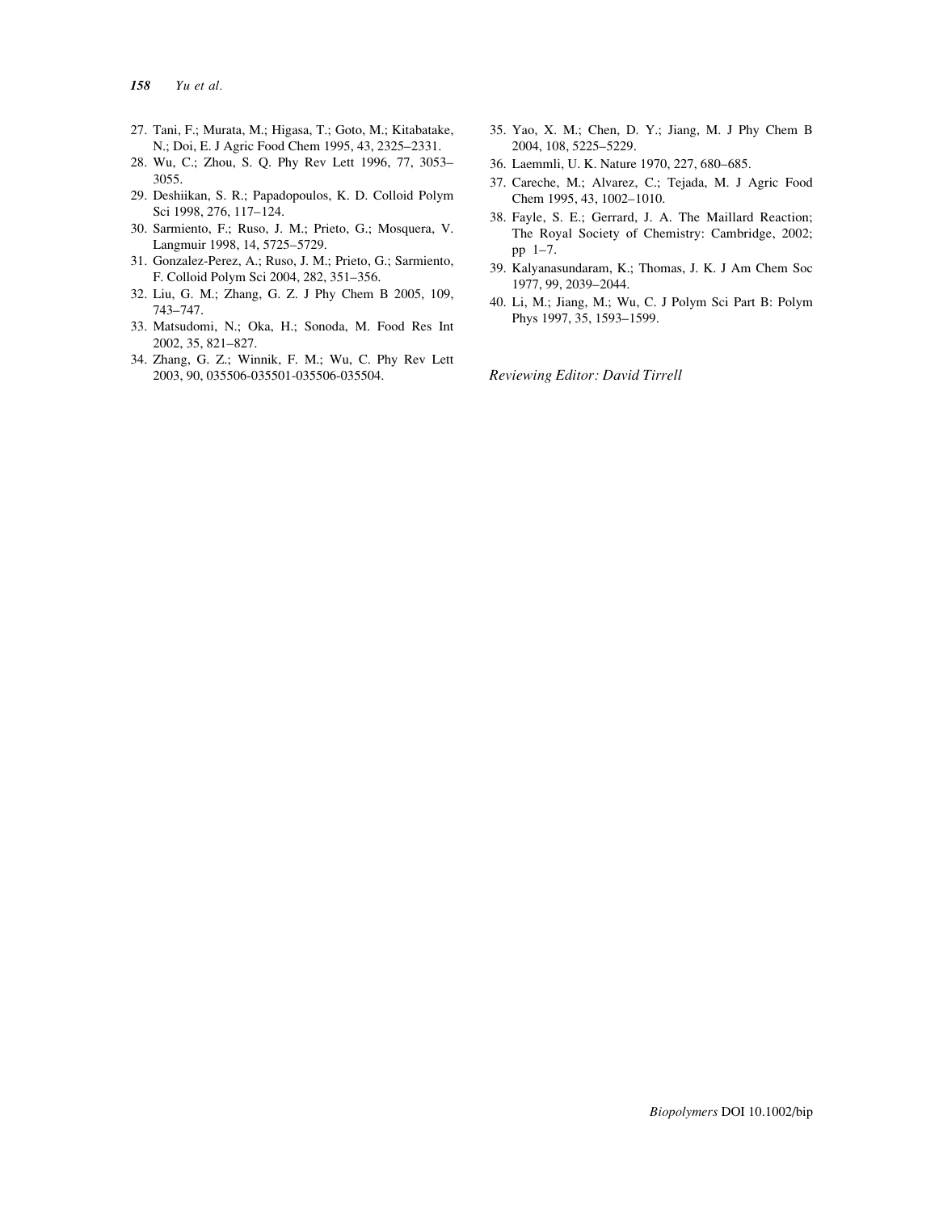27. Tani, F.; Murata, M.; Higasa, T.; Goto, M.; Kitabatake, N.; Doi, E. J Agric Food Chem 1995, 43, 2325–2331.
28. Wu, C.; Zhou, S. Q. Phy Rev Lett 1996, 77, 3053–3055.
29. Deshiikan, S. R.; Papadopoulos, K. D. Colloid Polym Sci 1998, 276, 117–124.
30. Sarmiento, F.; Ruso, J. M.; Prieto, G.; Mosquera, V. Langmuir 1998, 14, 5725–5729.
31. Gonzalez-Perez, A.; Ruso, J. M.; Prieto, G.; Sarmiento, F. Colloid Polym Sci 2004, 282, 351–356.
32. Liu, G. M.; Zhang, G. Z. J Phy Chem B 2005, 109, 743–747.
33. Matsudomi, N.; Oka, H.; Sonoda, M. Food Res Int 2002, 35, 821–827.
34. Zhang, G. Z.; Winnik, F. M.; Wu, C. Phy Rev Lett 2003, 90, 035506-035501-035506-035504.
35. Yao, X. M.; Chen, D. Y.; Jiang, M. J Phy Chem B 2004, 108, 5225–5229.
36. Laemmli, U. K. Nature 1970, 227, 680–685.
37. Careche, M.; Alvarez, C.; Tejada, M. J Agric Food Chem 1995, 43, 1002–1010.
38. Fayle, S. E.; Gerrard, J. A. The Maillard Reaction; The Royal Society of Chemistry: Cambridge, 2002; pp 1–7.
39. Kalyanasundaram, K.; Thomas, J. K. J Am Chem Soc 1977, 99, 2039–2044.
40. Li, M.; Jiang, M.; Wu, C. J Polym Sci Part B: Polym Phys 1997, 35, 1593–1599.

*Reviewing Editor: David Tirrell*